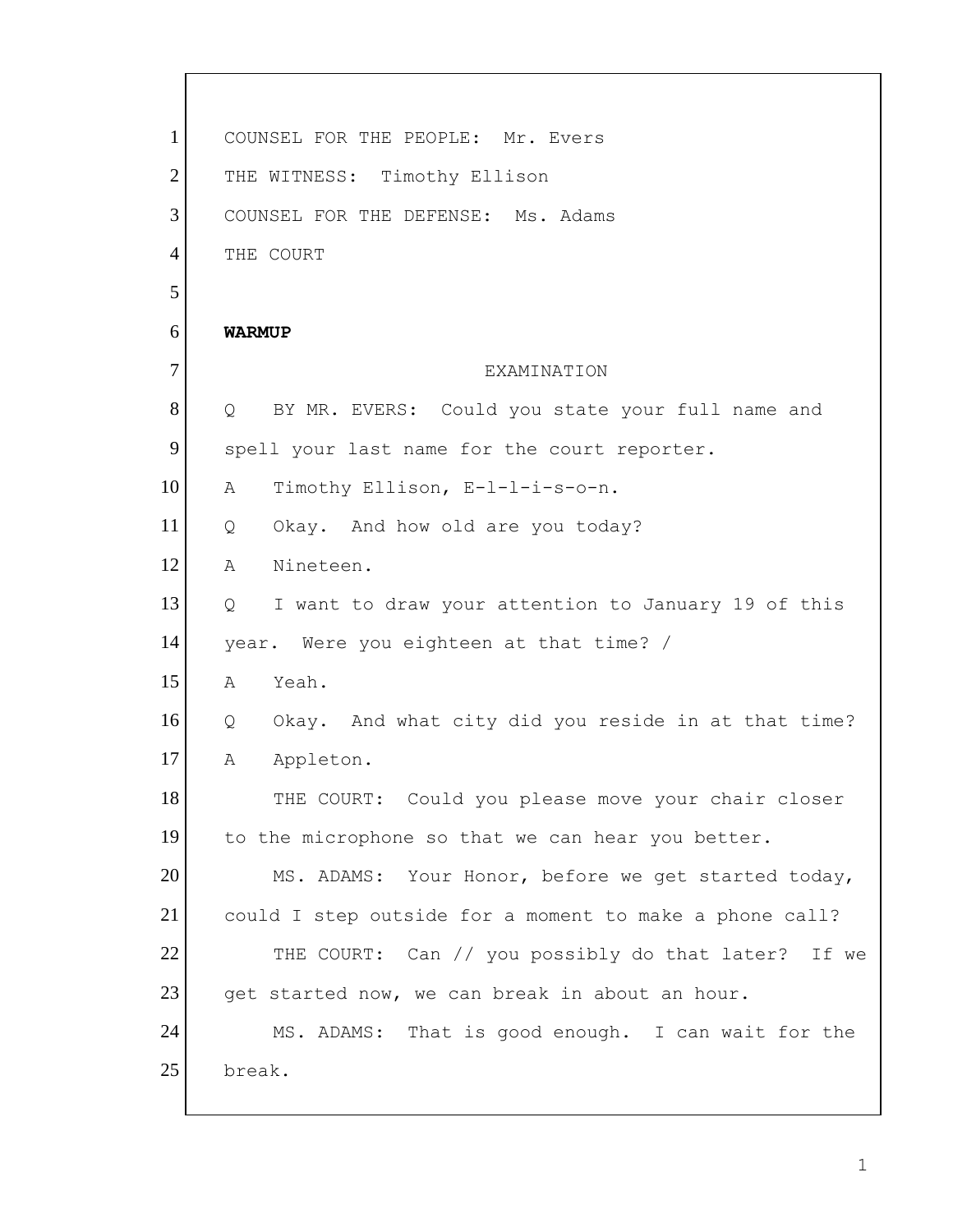COUNSEL FOR THE PEOPLE: Mr. Evers

THE WITNESS: Timothy Ellison

COUNSEL FOR THE DEFENSE: Ms. Adams

THE COURT

**WARMUP**

EXAMINATION

Q BY MR. EVERS: Could you state your full name and spell your last name for the court reporter.

A Timothy Ellison, E-l-l-i-s-o-n.

Q Okay. And how old are you today?

A Nineteen.

Q I want to draw your attention to January 19 of this year. Were you eighteen at that time? /

A Yeah.

Q Okay. And what city did you reside in at that time?

A Appleton.

THE COURT: Could you please move your chair closer to the microphone so that we can hear you better.

MS. ADAMS: Your Honor, before we get started today, could I step outside for a moment to make a phone call?

THE COURT: Can // you possibly do that later? If we get started now, we can break in about an hour.

MS. ADAMS: That is good enough. I can wait for the break.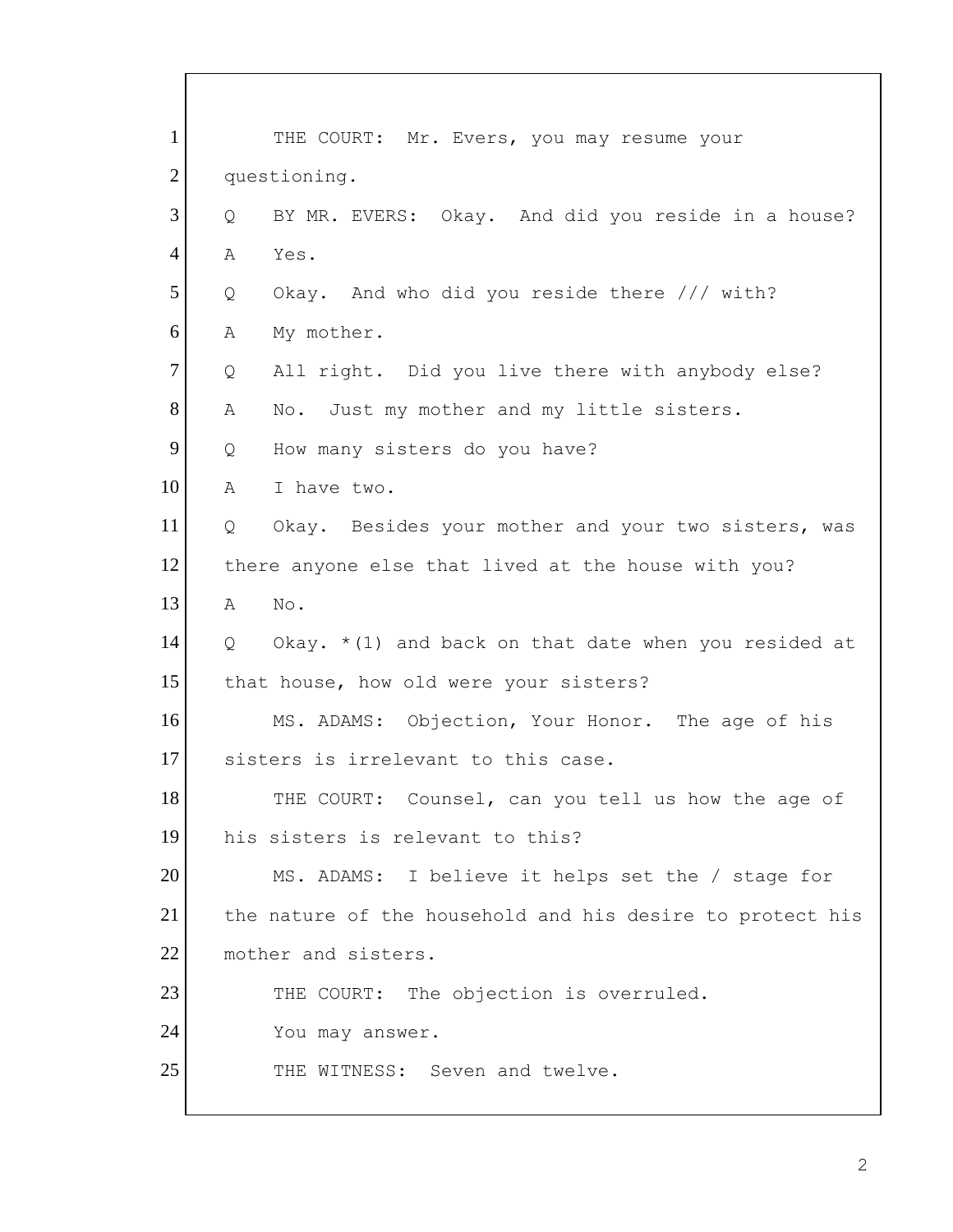1 THE COURT: Mr. Evers, you may resume your
2 questioning.
3 Q BY MR. EVERS: Okay. And did you reside in a house?
4 A Yes.
5 Q Okay. And who did you reside there /// with?
6 A My mother.
7 Q All right. Did you live there with anybody else?
8 A No. Just my mother and my little sisters.
9 Q How many sisters do you have?
10 A I have two.
11 Q Okay. Besides your mother and your two sisters, was
12 there anyone else that lived at the house with you?
13 A No.
14 Q Okay. *(1) and back on that date when you resided at
15 that house, how old were your sisters?
16 MS. ADAMS: Objection, Your Honor. The age of his
17 sisters is irrelevant to this case.
18 THE COURT: Counsel, can you tell us how the age of
19 his sisters is relevant to this?
20 MS. ADAMS: I believe it helps set the / stage for
21 the nature of the household and his desire to protect his
22 mother and sisters.
23 THE COURT: The objection is overruled.
24 You may answer.
25 THE WITNESS: Seven and twelve.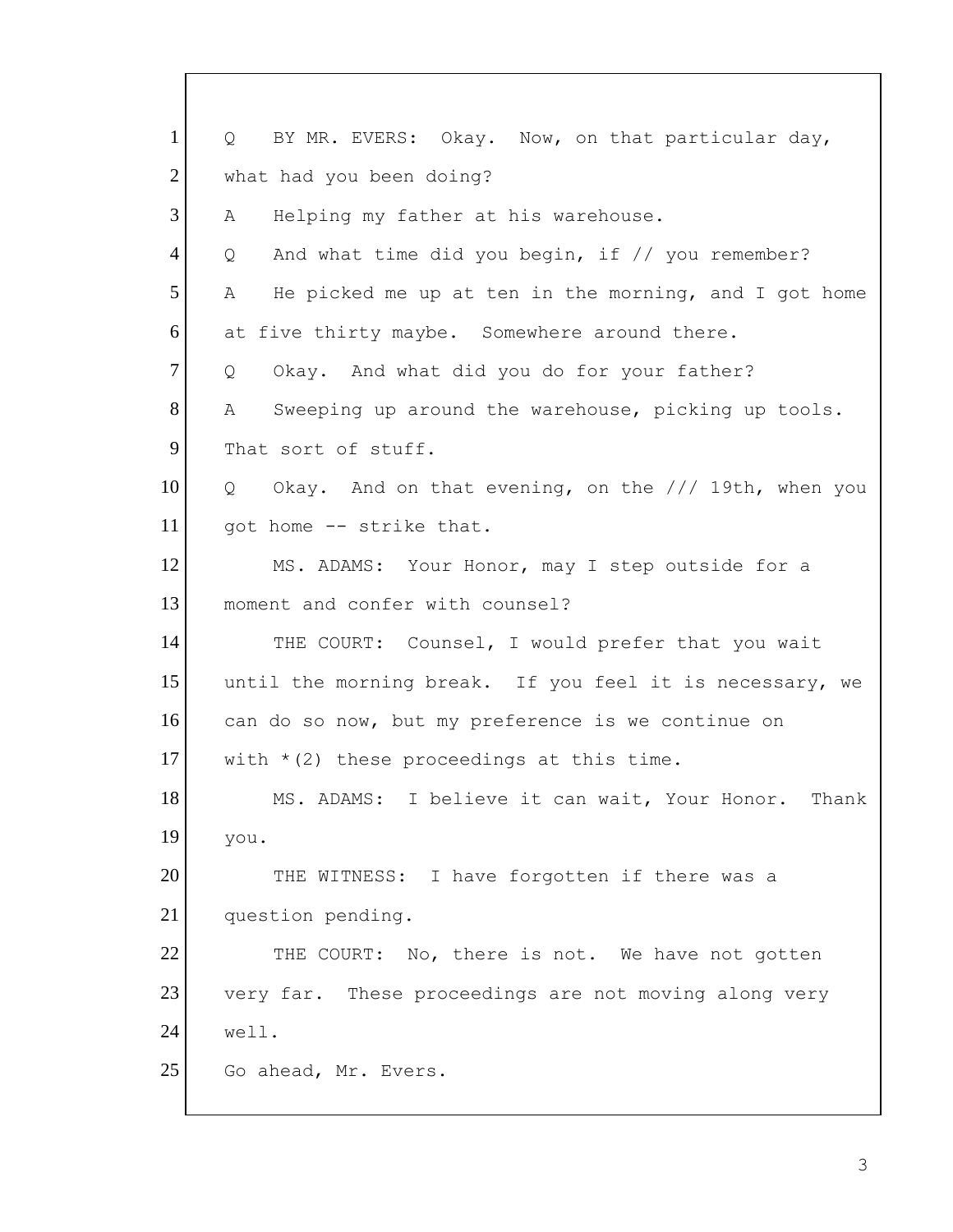Q BY MR. EVERS: Okay. Now, on that particular day, what had you been doing?

A Helping my father at his warehouse.

Q And what time did you begin, if // you remember?

A He picked me up at ten in the morning, and I got home at five thirty maybe. Somewhere around there.

Q Okay. And what did you do for your father?

A Sweeping up around the warehouse, picking up tools. That sort of stuff.

Q Okay. And on that evening, on the /// 19th, when you got home -- strike that.

MS. ADAMS: Your Honor, may I step outside for a moment and confer with counsel?

THE COURT: Counsel, I would prefer that you wait until the morning break. If you feel it is necessary, we can do so now, but my preference is we continue on with *(2) these proceedings at this time.

MS. ADAMS: I believe it can wait, Your Honor. Thank you.

THE WITNESS: I have forgotten if there was a question pending.

THE COURT: No, there is not. We have not gotten very far. These proceedings are not moving along very well.

Go ahead, Mr. Evers.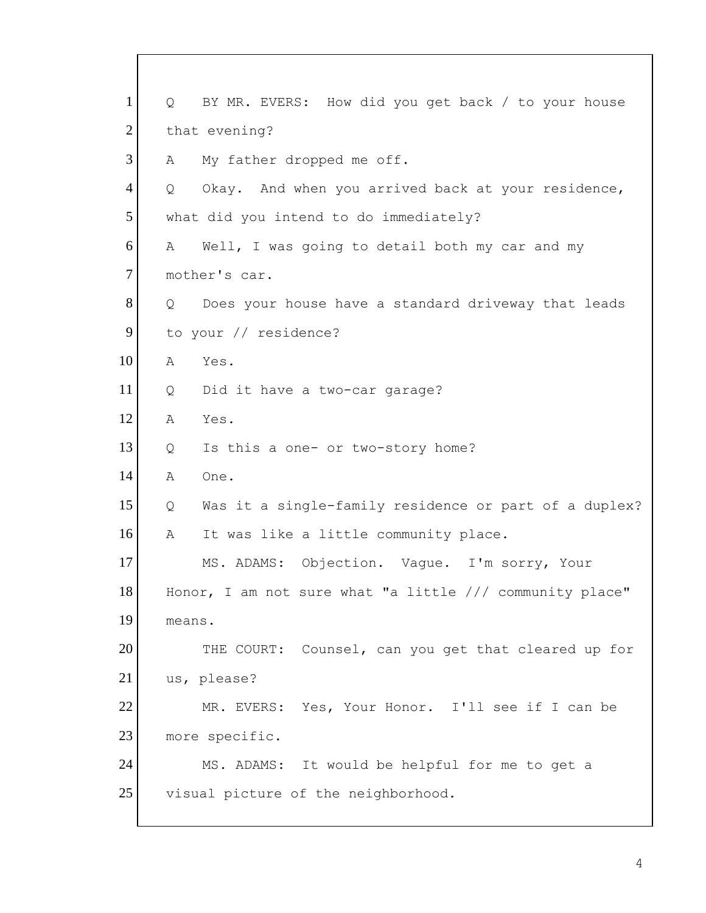1 Q BY MR. EVERS: How did you get back / to your house
2 that evening?
3 A My father dropped me off.
4 Q Okay. And when you arrived back at your residence,
5 what did you intend to do immediately?
6 A Well, I was going to detail both my car and my
7 mother's car.
8 Q Does your house have a standard driveway that leads
9 to your // residence?
10 A Yes.
11 Q Did it have a two-car garage?
12 A Yes.
13 Q Is this a one- or two-story home?
14 A One.
15 Q Was it a single-family residence or part of a duplex?
16 A It was like a little community place.
17 MS. ADAMS: Objection. Vague. I'm sorry, Your
18 Honor, I am not sure what "a little /// community place"
19 means.
20 THE COURT: Counsel, can you get that cleared up for
21 us, please?
22 MR. EVERS: Yes, Your Honor. I'll see if I can be
23 more specific.
24 MS. ADAMS: It would be helpful for me to get a
25 visual picture of the neighborhood.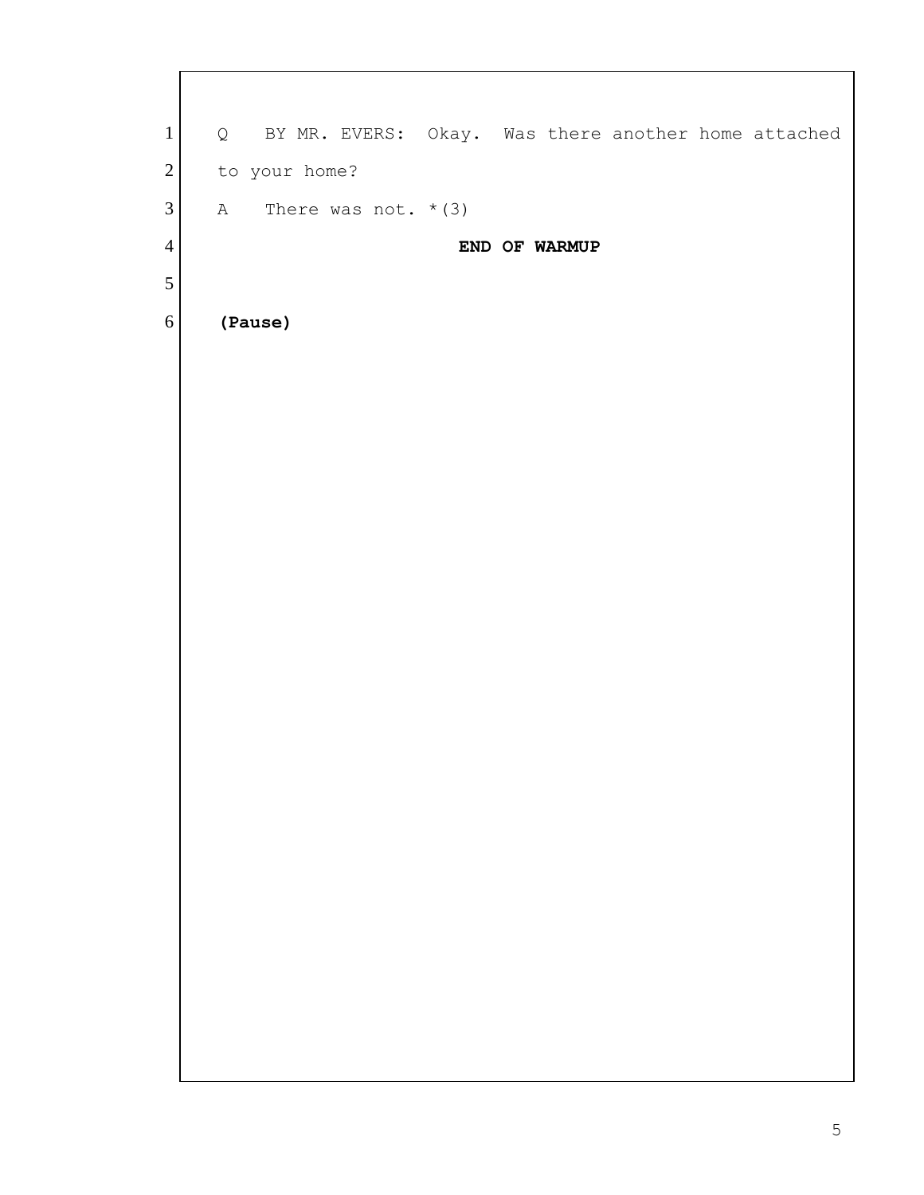1 Q BY MR. EVERS: Okay. Was there another home attached

2 to your home?

3 A There was not. *(3)

4 **END OF WARMUP**

5

6 **(Pause)**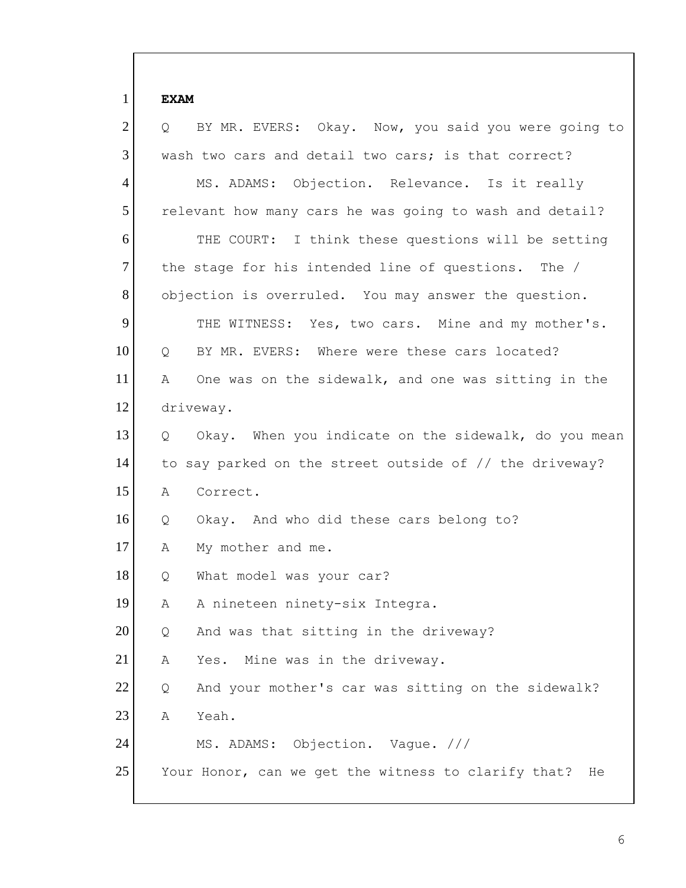**EXAM**

Q BY MR. EVERS: Okay. Now, you said you were going to wash two cars and detail two cars; is that correct?

MS. ADAMS: Objection. Relevance. Is it really relevant how many cars he was going to wash and detail?

THE COURT: I think these questions will be setting the stage for his intended line of questions. The / objection is overruled. You may answer the question.

THE WITNESS: Yes, two cars. Mine and my mother's.

Q BY MR. EVERS: Where were these cars located?

A One was on the sidewalk, and one was sitting in the driveway.

Q Okay. When you indicate on the sidewalk, do you mean to say parked on the street outside of // the driveway?

A Correct.

Q Okay. And who did these cars belong to?

A My mother and me.

Q What model was your car?

A A nineteen ninety-six Integra.

Q And was that sitting in the driveway?

A Yes. Mine was in the driveway.

Q And your mother's car was sitting on the sidewalk?

A Yeah.

MS. ADAMS: Objection. Vague. ///

Your Honor, can we get the witness to clarify that? He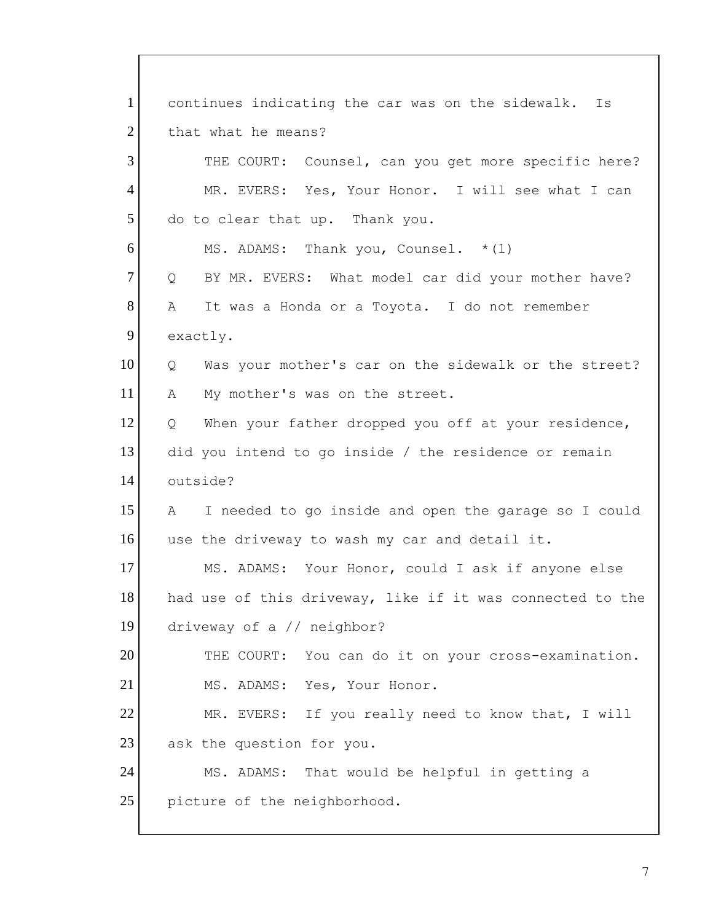1 continues indicating the car was on the sidewalk. Is
2 that what he means?
3 THE COURT: Counsel, can you get more specific here?
4 MR. EVERS: Yes, Your Honor. I will see what I can
5 do to clear that up. Thank you.
6 MS. ADAMS: Thank you, Counsel. *(1)
7 Q BY MR. EVERS: What model car did your mother have?
8 A It was a Honda or a Toyota. I do not remember
9 exactly.
10 Q Was your mother's car on the sidewalk or the street?
11 A My mother's was on the street.
12 Q When your father dropped you off at your residence,
13 did you intend to go inside / the residence or remain
14 outside?
15 A I needed to go inside and open the garage so I could
16 use the driveway to wash my car and detail it.
17 MS. ADAMS: Your Honor, could I ask if anyone else
18 had use of this driveway, like if it was connected to the
19 driveway of a // neighbor?
20 THE COURT: You can do it on your cross-examination.
21 MS. ADAMS: Yes, Your Honor.
22 MR. EVERS: If you really need to know that, I will
23 ask the question for you.
24 MS. ADAMS: That would be helpful in getting a
25 picture of the neighborhood.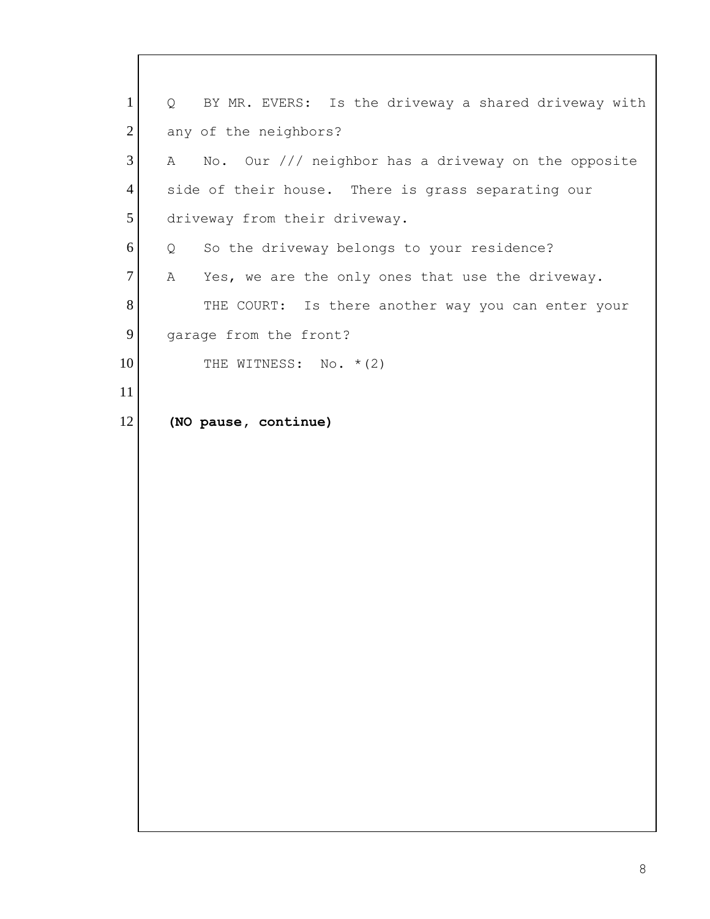1 Q BY MR. EVERS: Is the driveway a shared driveway with
2 any of the neighbors?
3 A No. Our /// neighbor has a driveway on the opposite
4 side of their house. There is grass separating our
5 driveway from their driveway.
6 Q So the driveway belongs to your residence?
7 A Yes, we are the only ones that use the driveway.
8 THE COURT: Is there another way you can enter your
9 garage from the front?
10 THE WITNESS: No. *(2)
11
12 **(NO pause, continue)**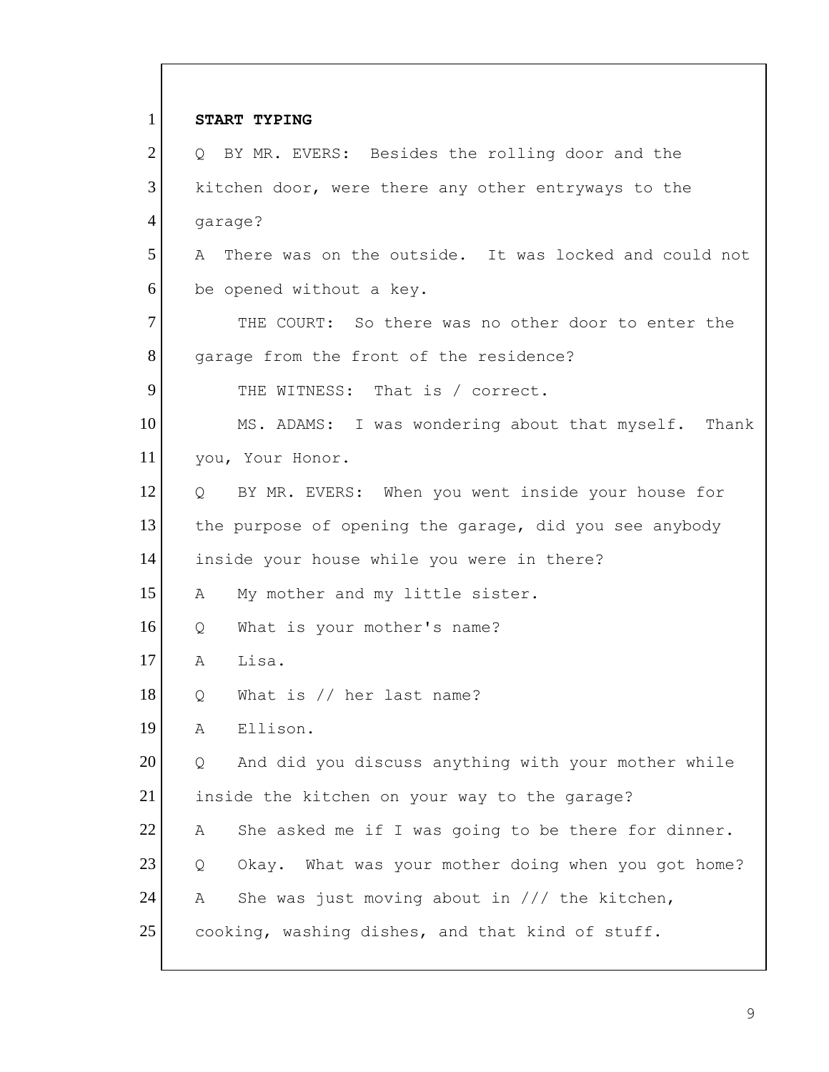**START TYPING**

Q BY MR. EVERS: Besides the rolling door and the kitchen door, were there any other entryways to the garage?

A There was on the outside. It was locked and could not be opened without a key.

THE COURT: So there was no other door to enter the garage from the front of the residence?

THE WITNESS: That is / correct.

MS. ADAMS: I was wondering about that myself. Thank you, Your Honor.

Q BY MR. EVERS: When you went inside your house for the purpose of opening the garage, did you see anybody inside your house while you were in there?

A My mother and my little sister.

Q What is your mother's name?

A Lisa.

Q What is // her last name?

A Ellison.

Q And did you discuss anything with your mother while inside the kitchen on your way to the garage?

A She asked me if I was going to be there for dinner.

Q Okay. What was your mother doing when you got home?

A She was just moving about in /// the kitchen, cooking, washing dishes, and that kind of stuff.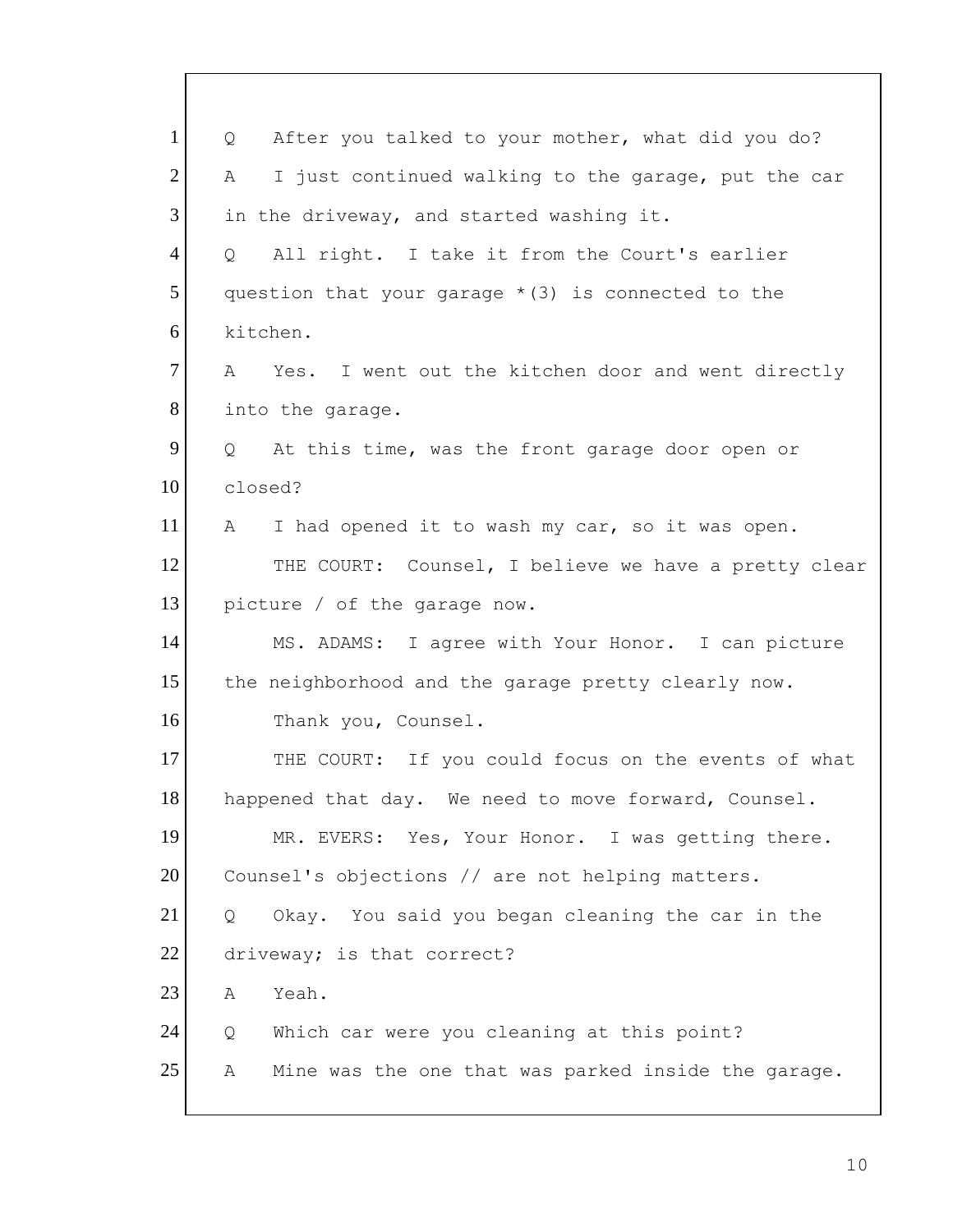1 Q After you talked to your mother, what did you do?

2 A I just continued walking to the garage, put the car

3 in the driveway, and started washing it.

4 Q All right. I take it from the Court's earlier

5 question that your garage *(3) is connected to the

6 kitchen.

7 A Yes. I went out the kitchen door and went directly

8 into the garage.

9 Q At this time, was the front garage door open or

10 closed?

11 A I had opened it to wash my car, so it was open.

12 THE COURT: Counsel, I believe we have a pretty clear

13 picture / of the garage now.

14 MS. ADAMS: I agree with Your Honor. I can picture

15 the neighborhood and the garage pretty clearly now.

16 Thank you, Counsel.

17 THE COURT: If you could focus on the events of what

18 happened that day. We need to move forward, Counsel.

19 MR. EVERS: Yes, Your Honor. I was getting there.

20 Counsel's objections // are not helping matters.

21 Q Okay. You said you began cleaning the car in the

22 driveway; is that correct?

23 A Yeah.

24 Q Which car were you cleaning at this point?

25 A Mine was the one that was parked inside the garage.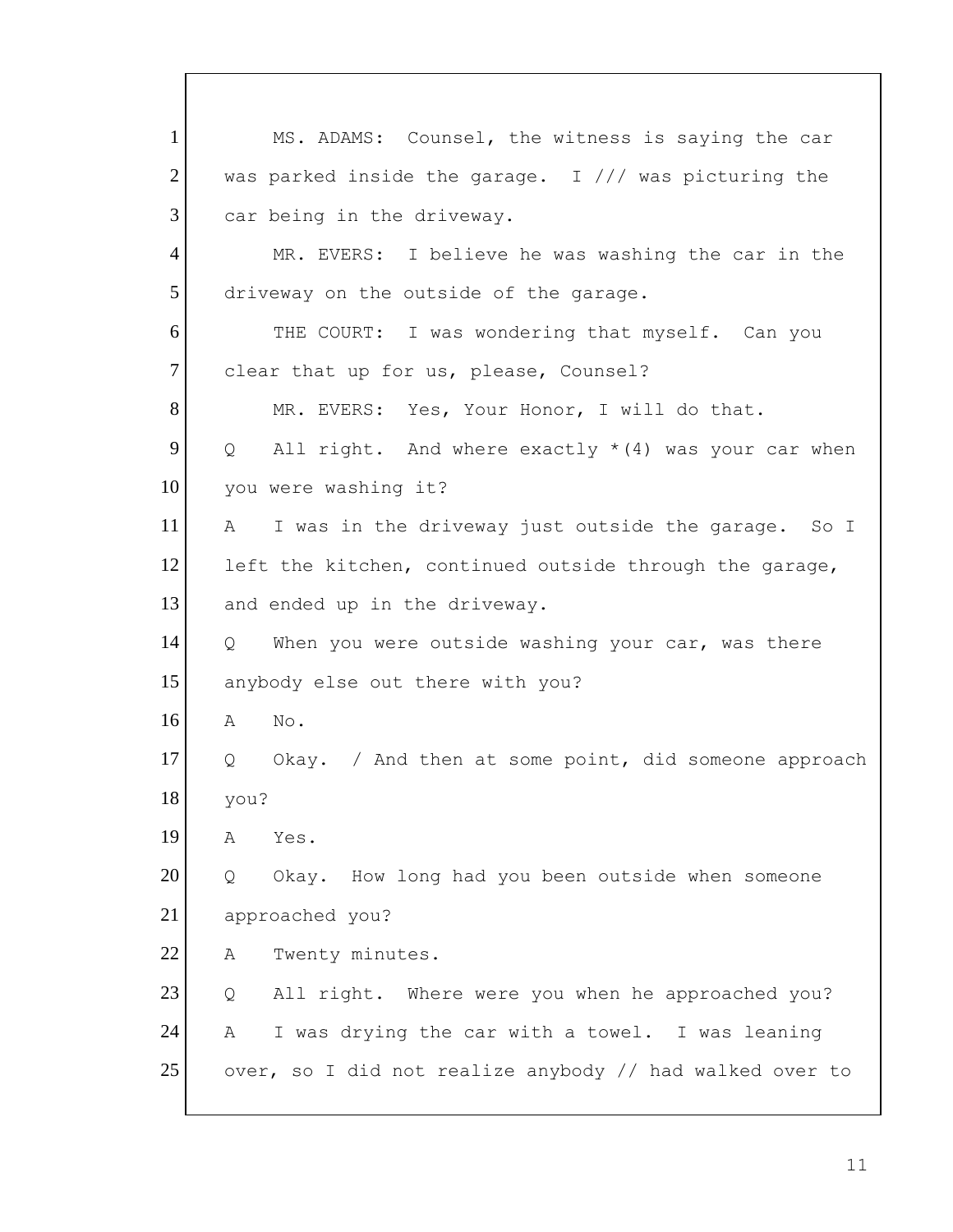1 MS. ADAMS: Counsel, the witness is saying the car
2 was parked inside the garage. I /// was picturing the
3 car being in the driveway.
4 MR. EVERS: I believe he was washing the car in the
5 driveway on the outside of the garage.
6 THE COURT: I was wondering that myself. Can you
7 clear that up for us, please, Counsel?
8 MR. EVERS: Yes, Your Honor, I will do that.
9 Q All right. And where exactly *(4) was your car when
10 you were washing it?
11 A I was in the driveway just outside the garage. So I
12 left the kitchen, continued outside through the garage,
13 and ended up in the driveway.
14 Q When you were outside washing your car, was there
15 anybody else out there with you?
16 A No.
17 Q Okay. / And then at some point, did someone approach
18 you?
19 A Yes.
20 Q Okay. How long had you been outside when someone
21 approached you?
22 A Twenty minutes.
23 Q All right. Where were you when he approached you?
24 A I was drying the car with a towel. I was leaning
25 over, so I did not realize anybody // had walked over to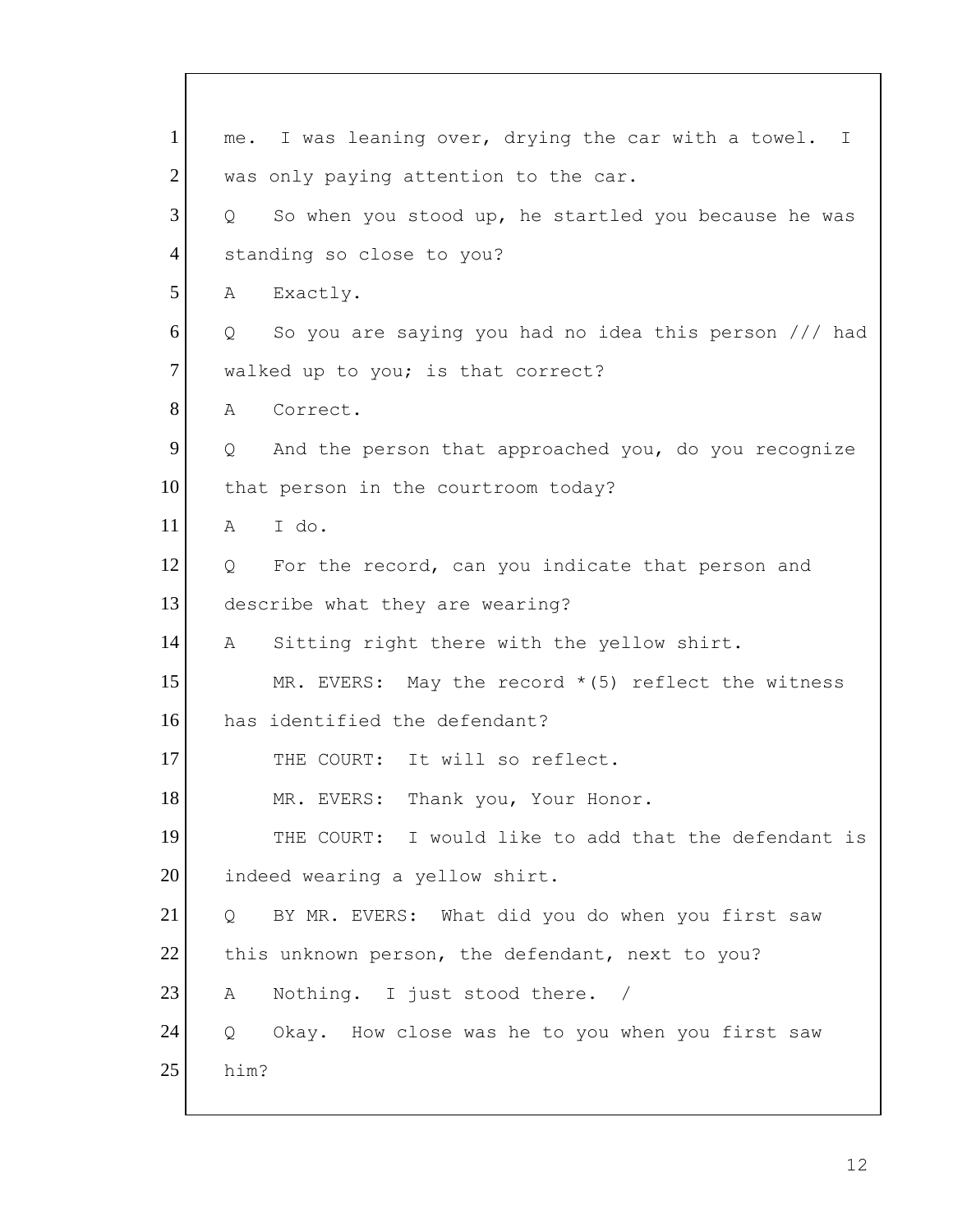1 me. I was leaning over, drying the car with a towel. I
2 was only paying attention to the car.
3 Q So when you stood up, he startled you because he was
4 standing so close to you?
5 A Exactly.
6 Q So you are saying you had no idea this person /// had
7 walked up to you; is that correct?
8 A Correct.
9 Q And the person that approached you, do you recognize
10 that person in the courtroom today?
11 A I do.
12 Q For the record, can you indicate that person and
13 describe what they are wearing?
14 A Sitting right there with the yellow shirt.
15 MR. EVERS: May the record *(5) reflect the witness
16 has identified the defendant?
17 THE COURT: It will so reflect.
18 MR. EVERS: Thank you, Your Honor.
19 THE COURT: I would like to add that the defendant is
20 indeed wearing a yellow shirt.
21 Q BY MR. EVERS: What did you do when you first saw
22 this unknown person, the defendant, next to you?
23 A Nothing. I just stood there. /
24 Q Okay. How close was he to you when you first saw
25 him?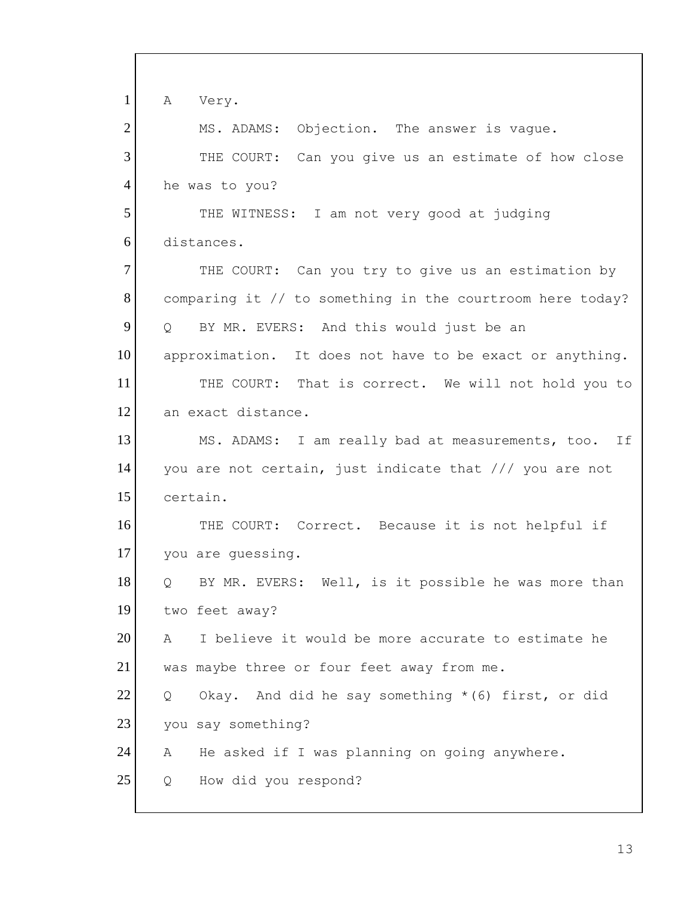1 A Very.

2 MS. ADAMS: Objection. The answer is vague.

3 THE COURT: Can you give us an estimate of how close

4 he was to you?

5 THE WITNESS: I am not very good at judging

6 distances.

7 THE COURT: Can you try to give us an estimation by

8 comparing it // to something in the courtroom here today?

9 Q BY MR. EVERS: And this would just be an

10 approximation. It does not have to be exact or anything.

11 THE COURT: That is correct. We will not hold you to

12 an exact distance.

13 MS. ADAMS: I am really bad at measurements, too. If

14 you are not certain, just indicate that /// you are not

15 certain.

16 THE COURT: Correct. Because it is not helpful if

17 you are guessing.

18 Q BY MR. EVERS: Well, is it possible he was more than

19 two feet away?

20 A I believe it would be more accurate to estimate he

21 was maybe three or four feet away from me.

22 Q Okay. And did he say something *(6) first, or did

23 you say something?

24 A He asked if I was planning on going anywhere.

25 Q How did you respond?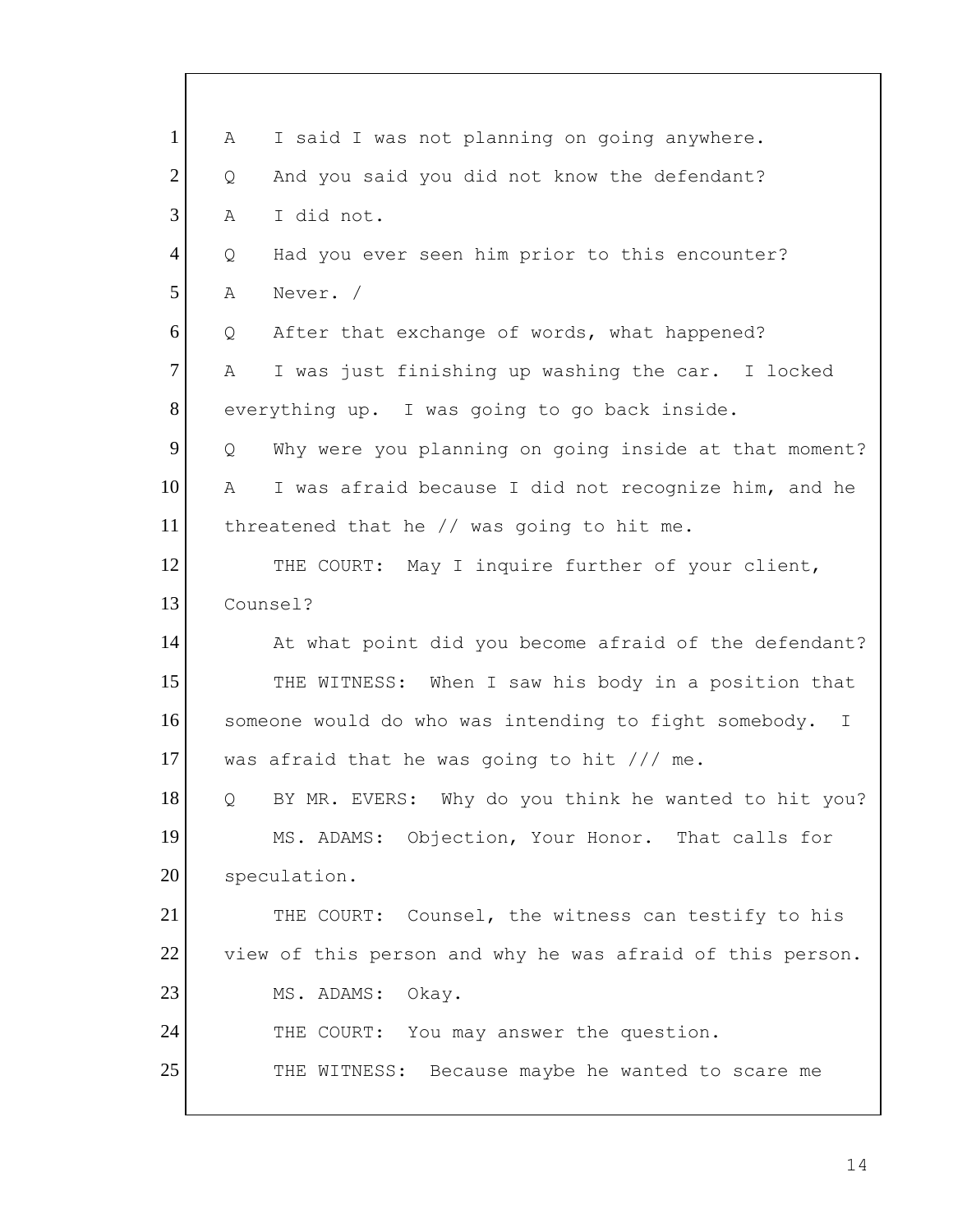1 A I said I was not planning on going anywhere.

2 Q And you said you did not know the defendant?

3 A I did not.

4 Q Had you ever seen him prior to this encounter?

5 A Never. /

6 Q After that exchange of words, what happened?

7 A I was just finishing up washing the car. I locked

8 everything up. I was going to go back inside.

9 Q Why were you planning on going inside at that moment?

10 A I was afraid because I did not recognize him, and he

11 threatened that he // was going to hit me.

12 THE COURT: May I inquire further of your client,

13 Counsel?

14 At what point did you become afraid of the defendant?

15 THE WITNESS: When I saw his body in a position that

16 someone would do who was intending to fight somebody. I

17 was afraid that he was going to hit /// me.

18 Q BY MR. EVERS: Why do you think he wanted to hit you?

19 MS. ADAMS: Objection, Your Honor. That calls for

20 speculation.

21 THE COURT: Counsel, the witness can testify to his

22 view of this person and why he was afraid of this person.

23 MS. ADAMS: Okay.

24 THE COURT: You may answer the question.

25 THE WITNESS: Because maybe he wanted to scare me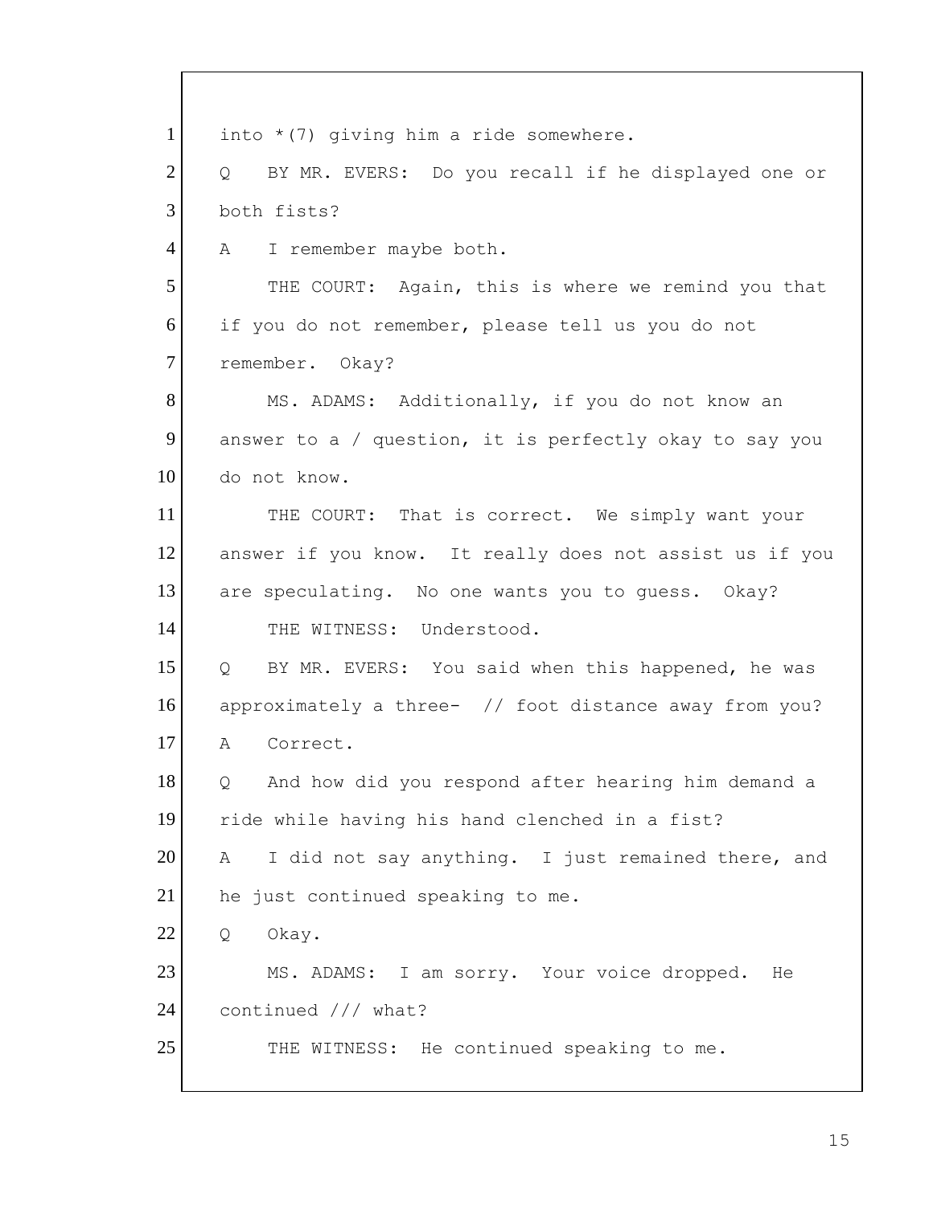1 into *(7) giving him a ride somewhere.

2 Q BY MR. EVERS: Do you recall if he displayed one or

3 both fists?

4 A I remember maybe both.

5 THE COURT: Again, this is where we remind you that

6 if you do not remember, please tell us you do not

7 remember. Okay?

8 MS. ADAMS: Additionally, if you do not know an

9 answer to a / question, it is perfectly okay to say you

10 do not know.

11 THE COURT: That is correct. We simply want your

12 answer if you know. It really does not assist us if you

13 are speculating. No one wants you to guess. Okay?

14 THE WITNESS: Understood.

15 Q BY MR. EVERS: You said when this happened, he was

16 approximately a three- // foot distance away from you?

17 A Correct.

18 Q And how did you respond after hearing him demand a

19 ride while having his hand clenched in a fist?

20 A I did not say anything. I just remained there, and

21 he just continued speaking to me.

22 Q Okay.

23 MS. ADAMS: I am sorry. Your voice dropped. He

24 continued /// what?

25 THE WITNESS: He continued speaking to me.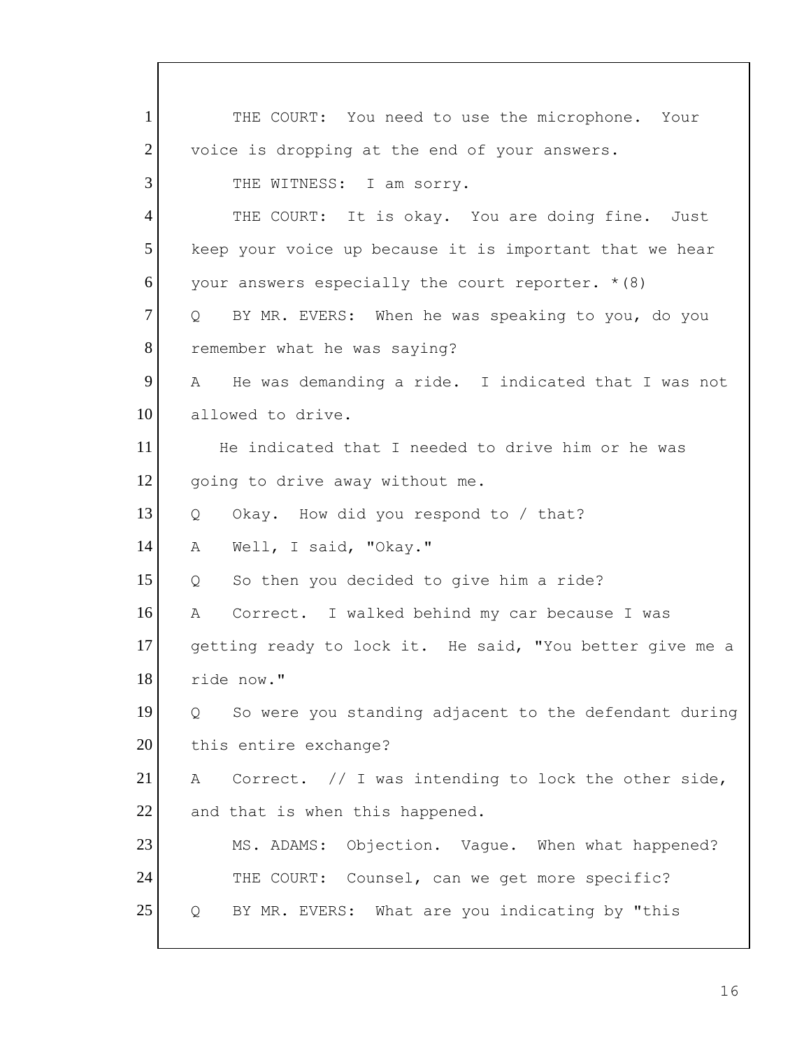1 THE COURT: You need to use the microphone. Your
2 voice is dropping at the end of your answers.
3 THE WITNESS: I am sorry.
4 THE COURT: It is okay. You are doing fine. Just
5 keep your voice up because it is important that we hear
6 your answers especially the court reporter. *(8)
7 Q BY MR. EVERS: When he was speaking to you, do you
8 remember what he was saying?
9 A He was demanding a ride. I indicated that I was not
10 allowed to drive.
11 He indicated that I needed to drive him or he was
12 going to drive away without me.
13 Q Okay. How did you respond to / that?
14 A Well, I said, "Okay."
15 Q So then you decided to give him a ride?
16 A Correct. I walked behind my car because I was
17 getting ready to lock it. He said, "You better give me a
18 ride now."
19 Q So were you standing adjacent to the defendant during
20 this entire exchange?
21 A Correct. // I was intending to lock the other side,
22 and that is when this happened.
23 MS. ADAMS: Objection. Vague. When what happened?
24 THE COURT: Counsel, can we get more specific?
25 Q BY MR. EVERS: What are you indicating by "this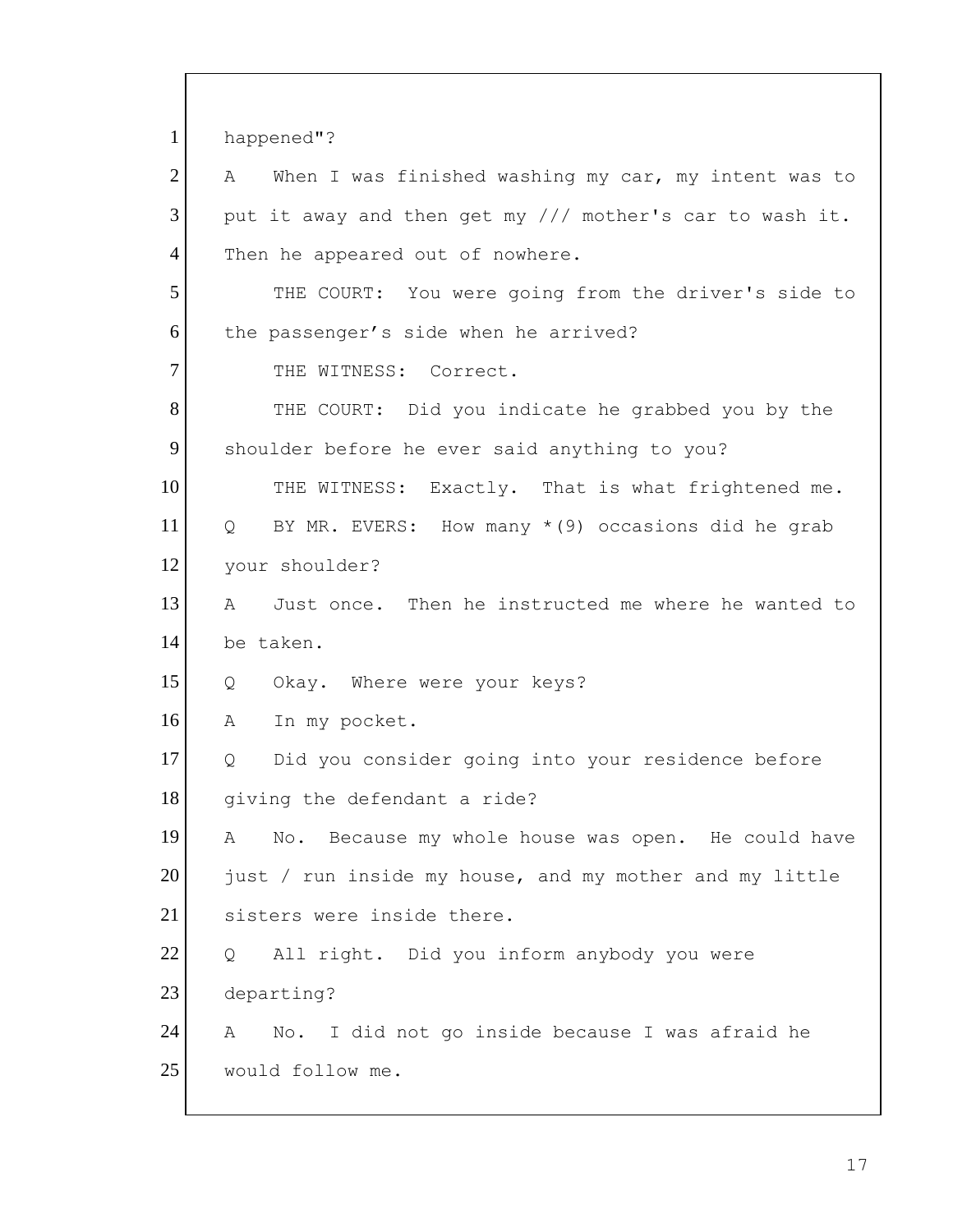1 happened"?

2 A When I was finished washing my car, my intent was to

3 put it away and then get my /// mother's car to wash it.

4 Then he appeared out of nowhere.

5 THE COURT: You were going from the driver's side to

6 the passenger's side when he arrived?

7 THE WITNESS: Correct.

8 THE COURT: Did you indicate he grabbed you by the

9 shoulder before he ever said anything to you?

10 THE WITNESS: Exactly. That is what frightened me.

11 Q BY MR. EVERS: How many *(9) occasions did he grab

12 your shoulder?

13 A Just once. Then he instructed me where he wanted to

14 be taken.

15 Q Okay. Where were your keys?

16 A In my pocket.

17 Q Did you consider going into your residence before

18 giving the defendant a ride?

19 A No. Because my whole house was open. He could have

20 just / run inside my house, and my mother and my little

21 sisters were inside there.

22 Q All right. Did you inform anybody you were

23 departing?

24 A No. I did not go inside because I was afraid he

25 would follow me.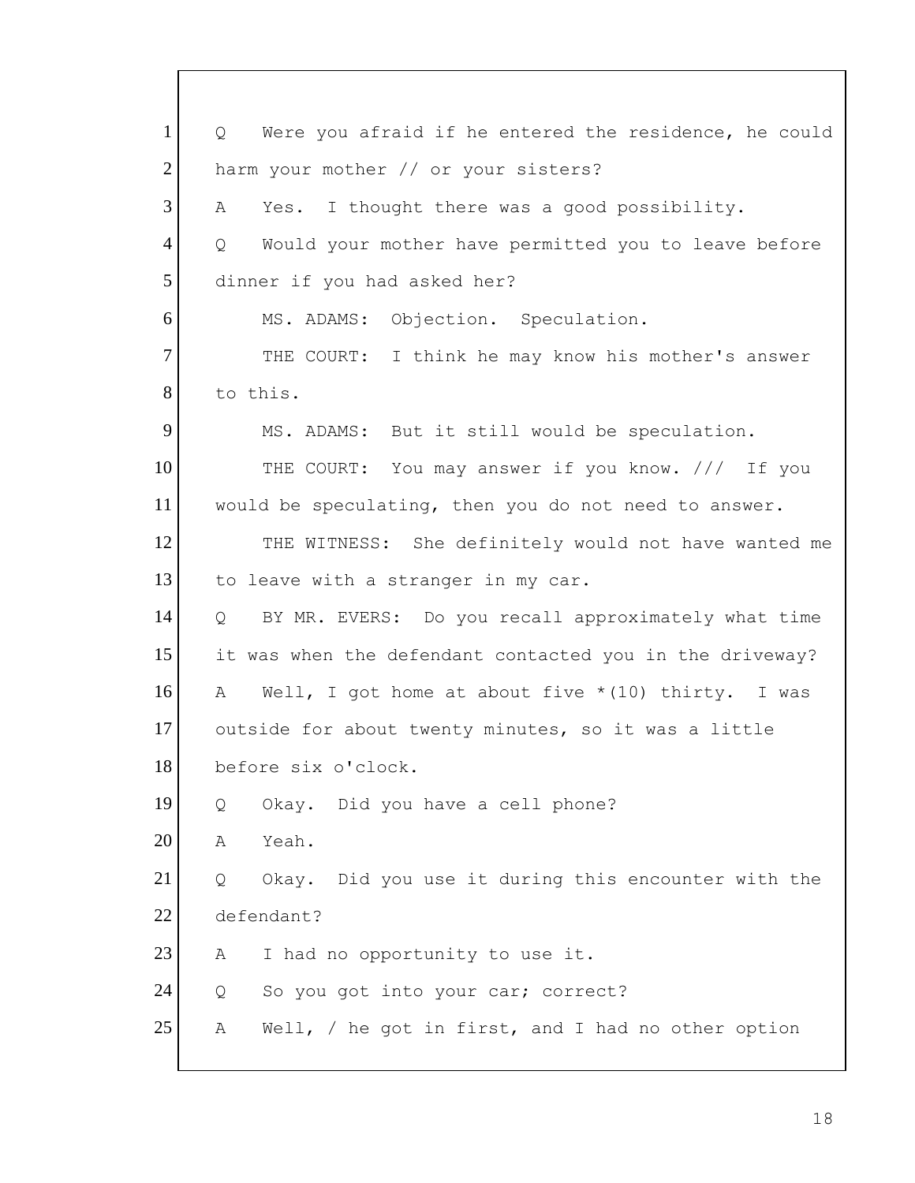1 Q Were you afraid if he entered the residence, he could
2 harm your mother // or your sisters?
3 A Yes. I thought there was a good possibility.
4 Q Would your mother have permitted you to leave before
5 dinner if you had asked her?
6 MS. ADAMS: Objection. Speculation.
7 THE COURT: I think he may know his mother's answer
8 to this.
9 MS. ADAMS: But it still would be speculation.
10 THE COURT: You may answer if you know. /// If you
11 would be speculating, then you do not need to answer.
12 THE WITNESS: She definitely would not have wanted me
13 to leave with a stranger in my car.
14 Q BY MR. EVERS: Do you recall approximately what time
15 it was when the defendant contacted you in the driveway?
16 A Well, I got home at about five *(10) thirty. I was
17 outside for about twenty minutes, so it was a little
18 before six o'clock.
19 Q Okay. Did you have a cell phone?
20 A Yeah.
21 Q Okay. Did you use it during this encounter with the
22 defendant?
23 A I had no opportunity to use it.
24 Q So you got into your car; correct?
25 A Well, / he got in first, and I had no other option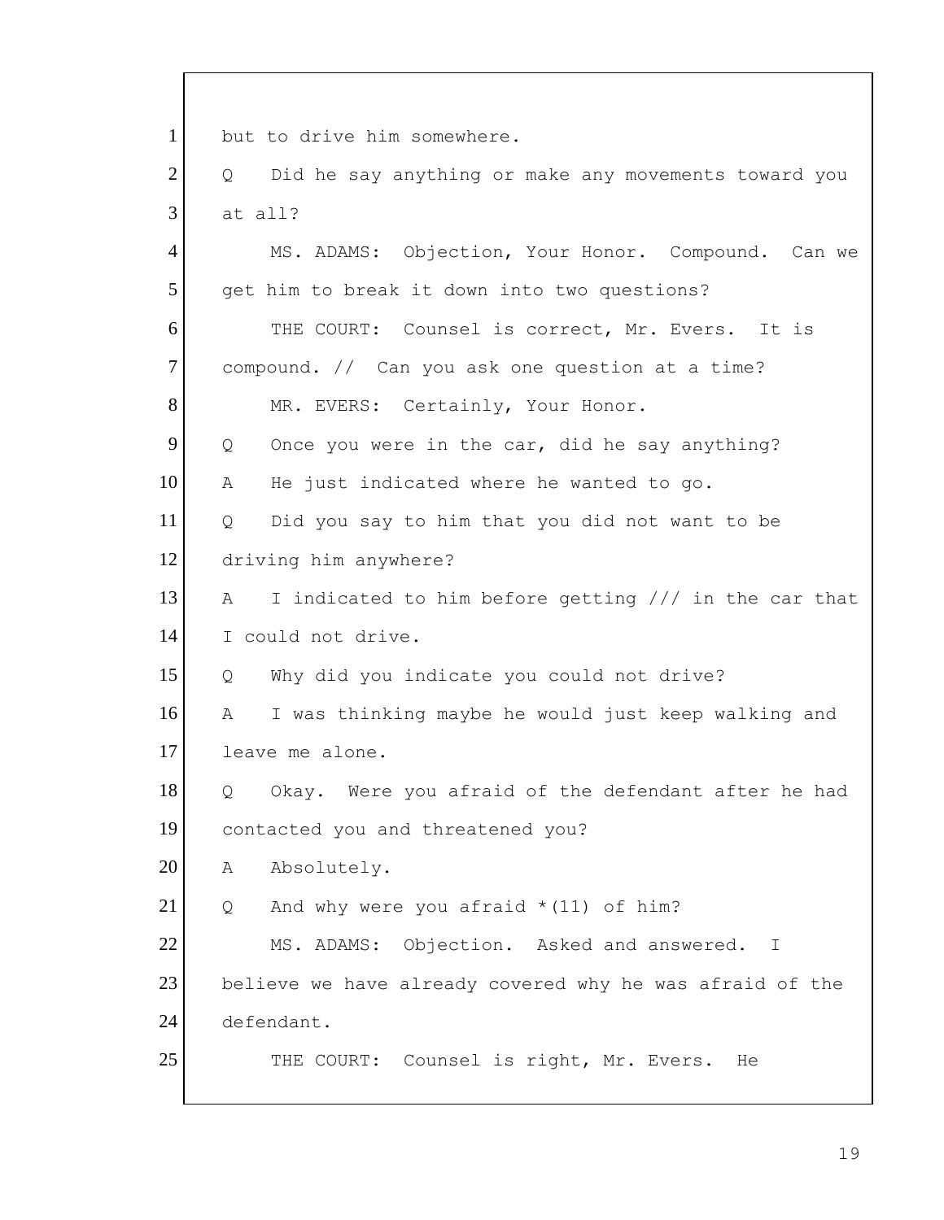1 but to drive him somewhere.

2 Q Did he say anything or make any movements toward you

3 at all?

4 MS. ADAMS: Objection, Your Honor. Compound. Can we

5 get him to break it down into two questions?

6 THE COURT: Counsel is correct, Mr. Evers. It is

7 compound. // Can you ask one question at a time?

8 MR. EVERS: Certainly, Your Honor.

9 Q Once you were in the car, did he say anything?

10 A He just indicated where he wanted to go.

11 Q Did you say to him that you did not want to be

12 driving him anywhere?

13 A I indicated to him before getting /// in the car that

14 I could not drive.

15 Q Why did you indicate you could not drive?

16 A I was thinking maybe he would just keep walking and

17 leave me alone.

18 Q Okay. Were you afraid of the defendant after he had

19 contacted you and threatened you?

20 A Absolutely.

21 Q And why were you afraid *(11) of him?

22 MS. ADAMS: Objection. Asked and answered. I

23 believe we have already covered why he was afraid of the

24 defendant.

25 THE COURT: Counsel is right, Mr. Evers. He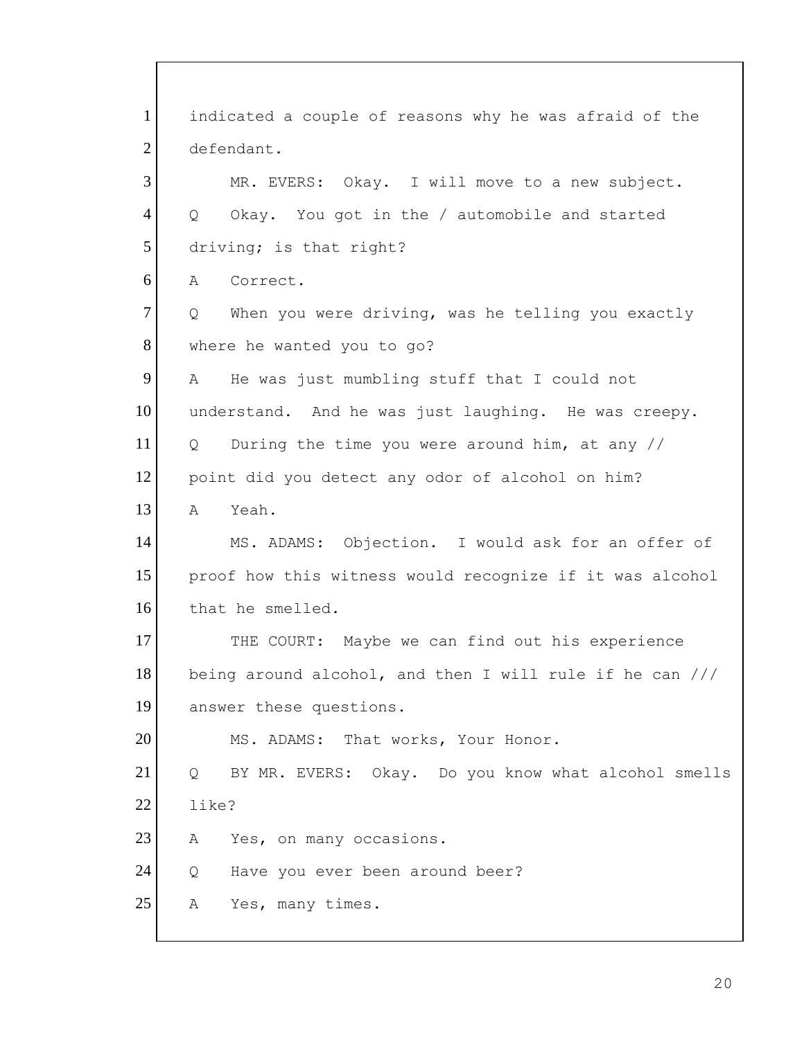1 indicated a couple of reasons why he was afraid of the
2 defendant.

3 MR. EVERS: Okay. I will move to a new subject.

4 Q Okay. You got in the / automobile and started
5 driving; is that right?

6 A Correct.

7 Q When you were driving, was he telling you exactly
8 where he wanted you to go?

9 A He was just mumbling stuff that I could not
10 understand. And he was just laughing. He was creepy.

11 Q During the time you were around him, at any //
12 point did you detect any odor of alcohol on him?

13 A Yeah.

14 MS. ADAMS: Objection. I would ask for an offer of
15 proof how this witness would recognize if it was alcohol
16 that he smelled.

17 THE COURT: Maybe we can find out his experience
18 being around alcohol, and then I will rule if he can ///
19 answer these questions.

20 MS. ADAMS: That works, Your Honor.

21 Q BY MR. EVERS: Okay. Do you know what alcohol smells
22 like?

23 A Yes, on many occasions.

24 Q Have you ever been around beer?

25 A Yes, many times.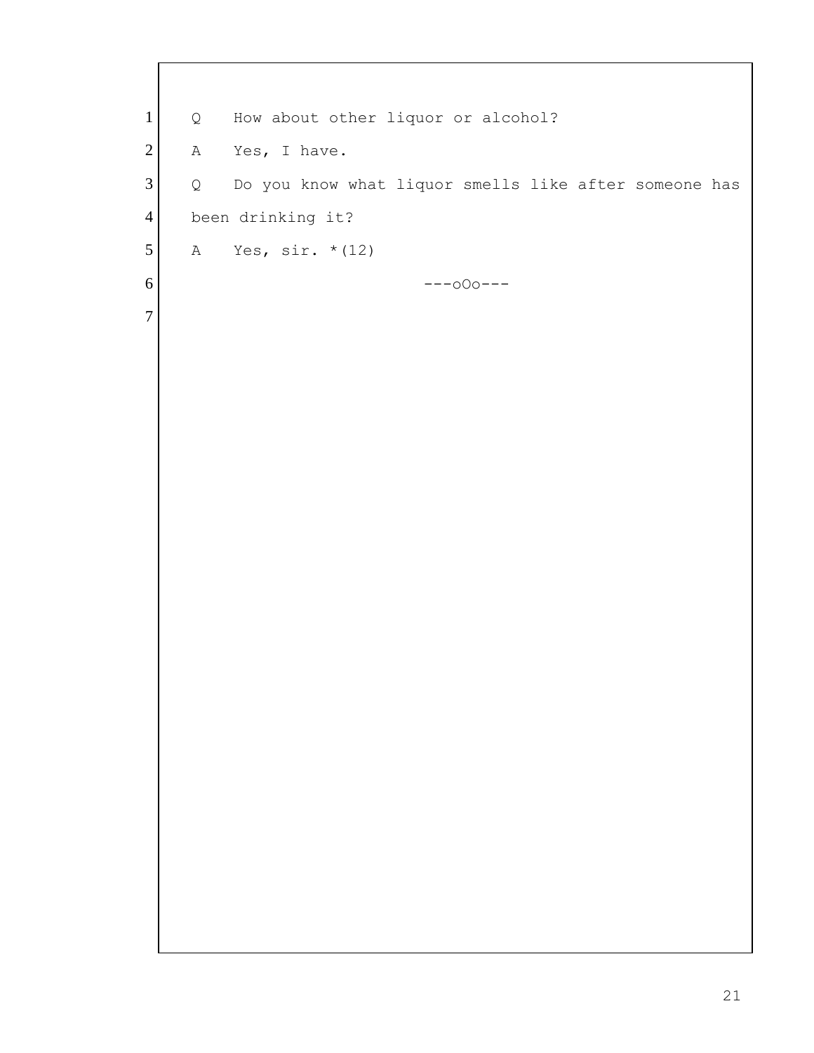Q How about other liquor or alcohol?

A Yes, I have.

Q Do you know what liquor smells like after someone has been drinking it?

A Yes, sir. *(12)

---oOo---